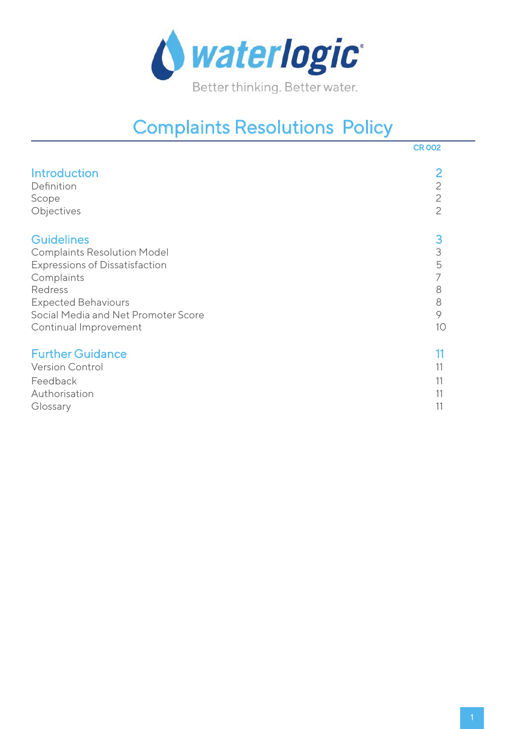waterlogic

Better thinking. Better water.

# Complaints Resolutions Policy

CR 002

| | |
|---|---|
| **Introduction** | **2** |
| Definition | 2 |
| Scope | 2 |
| Objectives | 2 |
| **Guidelines** | **3** |
| Complaints Resolution Model | 3 |
| Expressions of Dissatisfaction | 5 |
| Complaints | 7 |
| Redress | 8 |
| Expected Behaviours | 8 |
| Social Media and Net Promoter Score | 9 |
| Continual Improvement | 10 |
| **Further Guidance** | **11** |
| Version Control | 11 |
| Feedback | 11 |
| Authorisation | 11 |
| Glossary | 11 |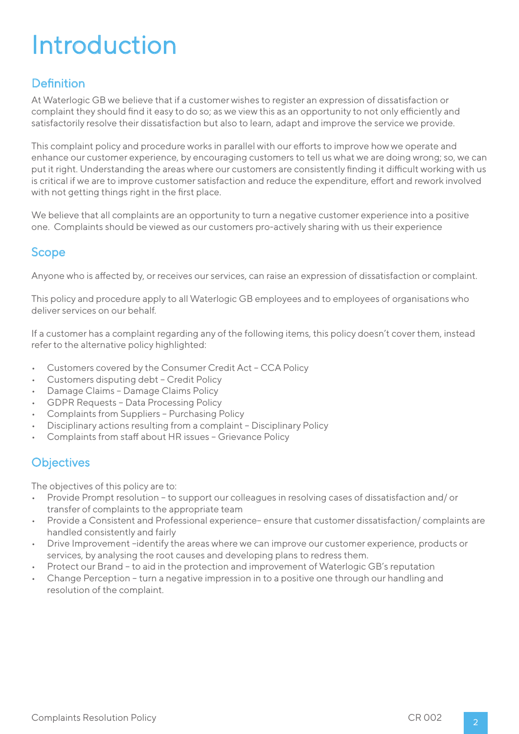# Introduction

## Definition

At Waterlogic GB we believe that if a customer wishes to register an expression of dissatisfaction or complaint they should find it easy to do so; as we view this as an opportunity to not only efficiently and satisfactorily resolve their dissatisfaction but also to learn, adapt and improve the service we provide.

This complaint policy and procedure works in parallel with our efforts to improve how we operate and enhance our customer experience, by encouraging customers to tell us what we are doing wrong; so, we can put it right. Understanding the areas where our customers are consistently finding it difficult working with us is critical if we are to improve customer satisfaction and reduce the expenditure, effort and rework involved with not getting things right in the first place.

We believe that all complaints are an opportunity to turn a negative customer experience into a positive one. Complaints should be viewed as our customers pro-actively sharing with us their experience

## Scope

Anyone who is affected by, or receives our services, can raise an expression of dissatisfaction or complaint.

This policy and procedure apply to all Waterlogic GB employees and to employees of organisations who deliver services on our behalf.

If a customer has a complaint regarding any of the following items, this policy doesn't cover them, instead refer to the alternative policy highlighted:

- Customers covered by the Consumer Credit Act – CCA Policy
- Customers disputing debt – Credit Policy
- Damage Claims – Damage Claims Policy
- GDPR Requests – Data Processing Policy
- Complaints from Suppliers – Purchasing Policy
- Disciplinary actions resulting from a complaint – Disciplinary Policy
- Complaints from staff about HR issues – Grievance Policy

## Objectives

The objectives of this policy are to:

- Provide Prompt resolution – to support our colleagues in resolving cases of dissatisfaction and/ or transfer of complaints to the appropriate team
- Provide a Consistent and Professional experience– ensure that customer dissatisfaction/ complaints are handled consistently and fairly
- Drive Improvement –identify the areas where we can improve our customer experience, products or services, by analysing the root causes and developing plans to redress them.
- Protect our Brand – to aid in the protection and improvement of Waterlogic GB's reputation
- Change Perception – turn a negative impression in to a positive one through our handling and resolution of the complaint.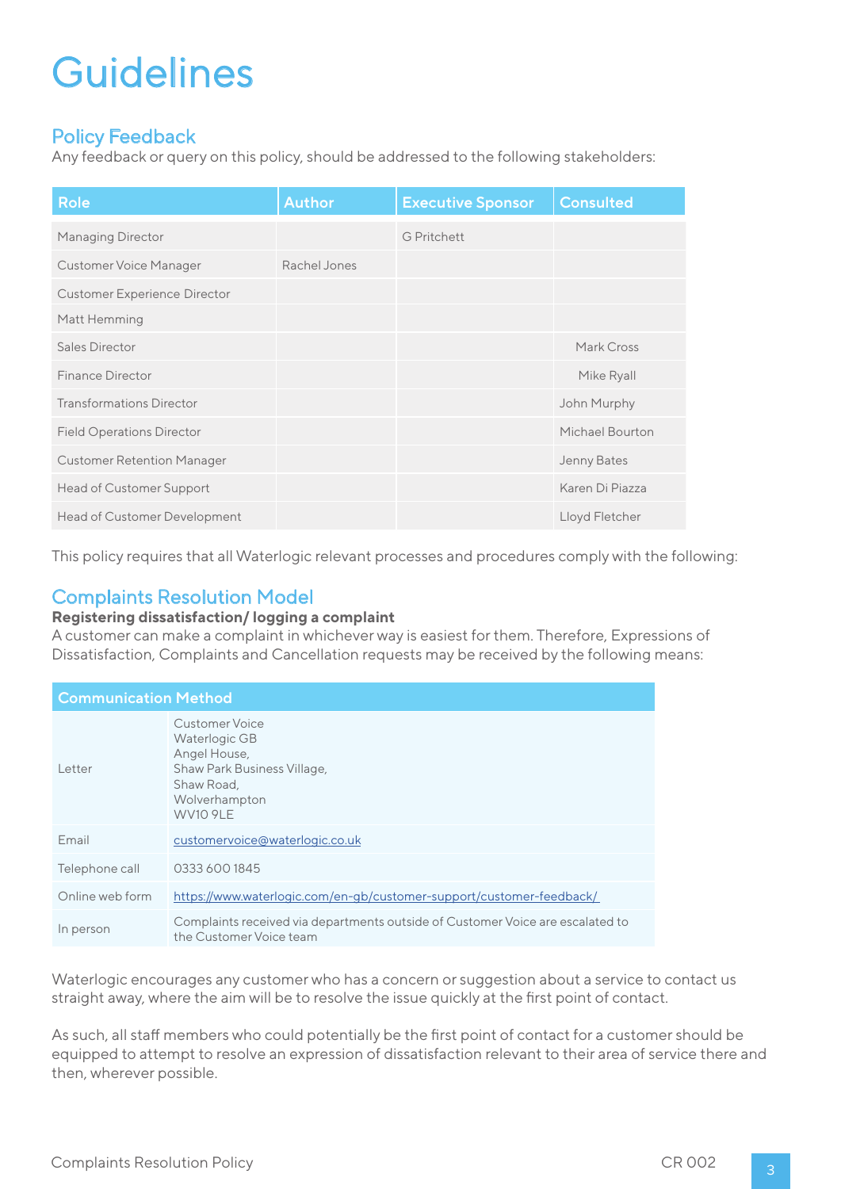# Guidelines

## Policy Feedback

Any feedback or query on this policy, should be addressed to the following stakeholders:

| Role | Author | Executive Sponsor | Consulted |
|---|---|---|---|
| Managing Director | | G Pritchett | |
| Customer Voice Manager | Rachel Jones | | |
| Customer Experience Director | | | |
| Matt Hemming | | | |
| Sales Director | | | Mark Cross |
| Finance Director | | | Mike Ryall |
| Transformations Director | | | John Murphy |
| Field Operations Director | | | Michael Bourton |
| Customer Retention Manager | | | Jenny Bates |
| Head of Customer Support | | | Karen Di Piazza |
| Head of Customer Development | | | Lloyd Fletcher |

This policy requires that all Waterlogic relevant processes and procedures comply with the following:

## Complaints Resolution Model

**Registering dissatisfaction/ logging a complaint**

A customer can make a complaint in whichever way is easiest for them. Therefore, Expressions of Dissatisfaction, Complaints and Cancellation requests may be received by the following means:

| Communication Method | |
|---|---|
| Letter | Customer Voice<br>Waterlogic GB<br>Angel House,<br>Shaw Park Business Village,<br>Shaw Road,<br>Wolverhampton<br>WV10 9LE |
| Email | customervoice@waterlogic.co.uk |
| Telephone call | 0333 600 1845 |
| Online web form | https://www.waterlogic.com/en-gb/customer-support/customer-feedback/ |
| In person | Complaints received via departments outside of Customer Voice are escalated to the Customer Voice team |

Waterlogic encourages any customer who has a concern or suggestion about a service to contact us straight away, where the aim will be to resolve the issue quickly at the first point of contact.

As such, all staff members who could potentially be the first point of contact for a customer should be equipped to attempt to resolve an expression of dissatisfaction relevant to their area of service there and then, wherever possible.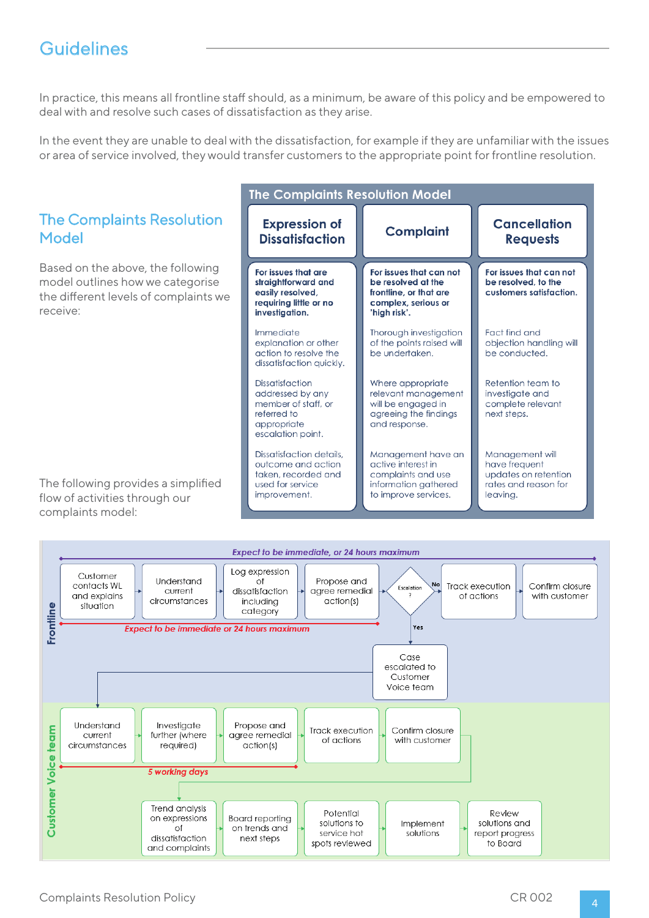## Guidelines

In practice, this means all frontline staff should, as a minimum, be aware of this policy and be empowered to deal with and resolve such cases of dissatisfaction as they arise.

In the event they are unable to deal with the dissatisfaction, for example if they are unfamiliar with the issues or area of service involved, they would transfer customers to the appropriate point for frontline resolution.

## The Complaints Resolution Model

Based on the above, the following model outlines how we categorise the different levels of complaints we receive:

**The Complaints Resolution Model**

| Expression of Dissatisfaction | Complaint | Cancellation Requests |
|---|---|---|
| **For issues that are straightforward and easily resolved, requiring little or no investigation.** | **For issues that can not be resolved at the frontline, or that are complex, serious or 'high risk'.** | **For issues that can not be resolved, to the customers satisfaction.** |
| Immediate explanation or other action to resolve the dissatisfaction quickly. | Thorough investigation of the points raised will be undertaken. | Fact find and objection handling will be conducted. |
| Dissatisfaction addressed by any member of staff, or referred to appropriate escalation point. | Where appropriate relevant management will be engaged in agreeing the findings and response. | Retention team to investigate and complete relevant next steps. |
| Dissatisfaction details, outcome and action taken, recorded and used for service improvement. | Management have an active interest in complaints and use information gathered to improve services. | Management will have frequent updates on retention rates and reason for leaving. |

The following provides a simplified flow of activities through our complaints model:

**Frontline**

*Expect to be immediate, or 24 hours maximum*

Customer contacts WL and explains situation → Understand current circumstances → Log expression of dissatisfaction including category → Propose and agree remedial action(s) → Escalation?
- No → Track execution of actions → Confirm closure with customer
- Yes → Case escalated to Customer Voice team

*Expect to be immediate or 24 hours maximum*

**Customer Voice team**

Understand current circumstances → Investigate further (where required) → Propose and agree remedial action(s) → Track execution of actions → Confirm closure with customer

*5 working days*

Trend analysis on expressions of dissatisfaction and complaints → Board reporting on trends and next steps → Potential solutions to service hot spots reviewed → Implement solutions → Review solutions and report progress to Board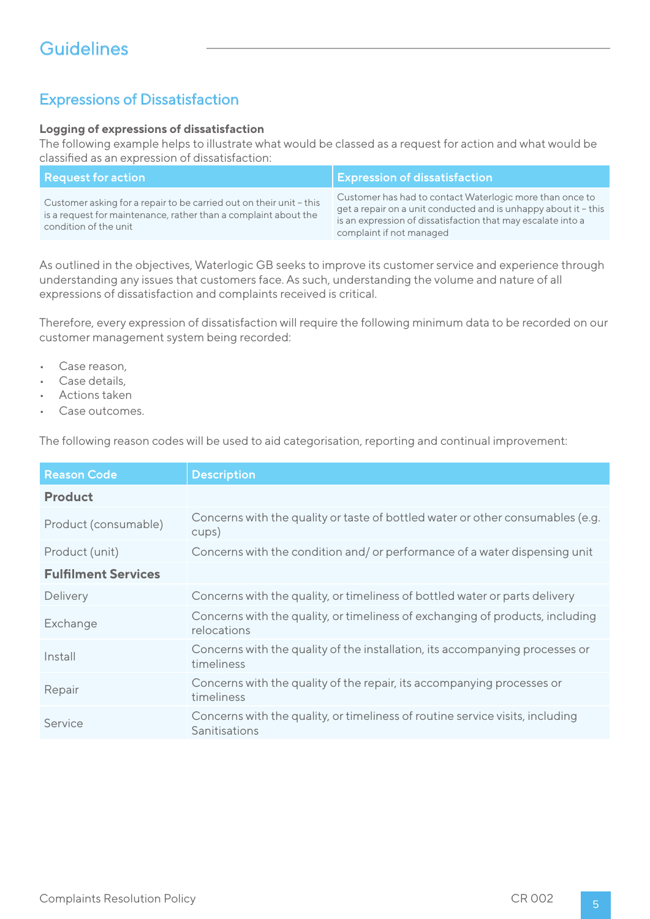# Guidelines

## Expressions of Dissatisfaction

**Logging of expressions of dissatisfaction**
The following example helps to illustrate what would be classed as a request for action and what would be classified as an expression of dissatisfaction:

| Request for action | Expression of dissatisfaction |
|---|---|
| Customer asking for a repair to be carried out on their unit – this is a request for maintenance, rather than a complaint about the condition of the unit | Customer has had to contact Waterlogic more than once to get a repair on a unit conducted and is unhappy about it – this is an expression of dissatisfaction that may escalate into a complaint if not managed |

As outlined in the objectives, Waterlogic GB seeks to improve its customer service and experience through understanding any issues that customers face. As such, understanding the volume and nature of all expressions of dissatisfaction and complaints received is critical.

Therefore, every expression of dissatisfaction will require the following minimum data to be recorded on our customer management system being recorded:

- Case reason,
- Case details,
- Actions taken
- Case outcomes.

The following reason codes will be used to aid categorisation, reporting and continual improvement:

| Reason Code | Description |
|---|---|
| **Product** | |
| Product (consumable) | Concerns with the quality or taste of bottled water or other consumables (e.g. cups) |
| Product (unit) | Concerns with the condition and/ or performance of a water dispensing unit |
| **Fulfilment Services** | |
| Delivery | Concerns with the quality, or timeliness of bottled water or parts delivery |
| Exchange | Concerns with the quality, or timeliness of exchanging of products, including relocations |
| Install | Concerns with the quality of the installation, its accompanying processes or timeliness |
| Repair | Concerns with the quality of the repair, its accompanying processes or timeliness |
| Service | Concerns with the quality, or timeliness of routine service visits, including Sanitisations |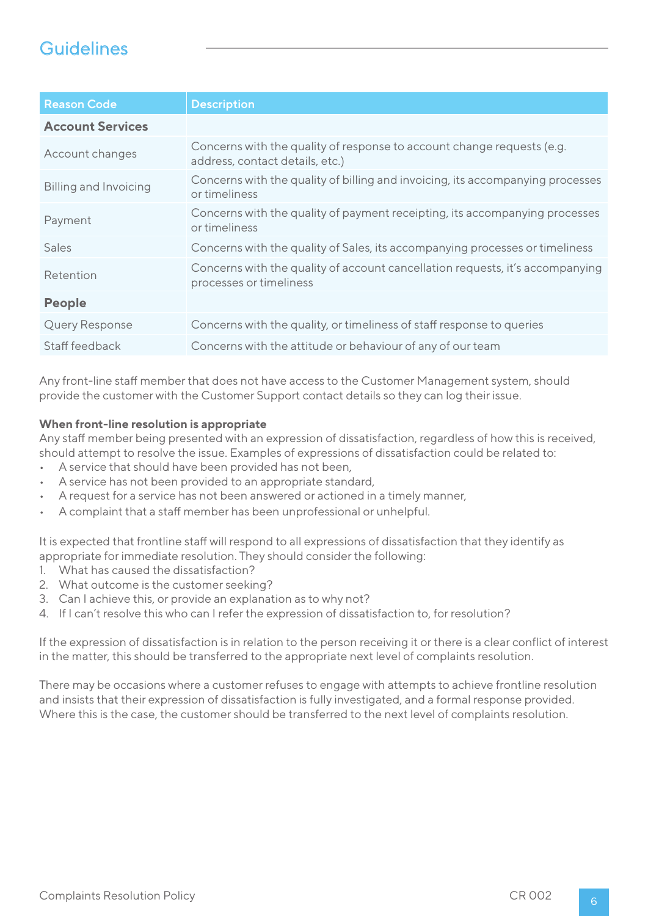## Guidelines

| Reason Code | Description |
|---|---|
| **Account Services** | |
| Account changes | Concerns with the quality of response to account change requests (e.g. address, contact details, etc.) |
| Billing and Invoicing | Concerns with the quality of billing and invoicing, its accompanying processes or timeliness |
| Payment | Concerns with the quality of payment receipting, its accompanying processes or timeliness |
| Sales | Concerns with the quality of Sales, its accompanying processes or timeliness |
| Retention | Concerns with the quality of account cancellation requests, it's accompanying processes or timeliness |
| **People** | |
| Query Response | Concerns with the quality, or timeliness of staff response to queries |
| Staff feedback | Concerns with the attitude or behaviour of any of our team |

Any front-line staff member that does not have access to the Customer Management system, should provide the customer with the Customer Support contact details so they can log their issue.

**When front-line resolution is appropriate**
Any staff member being presented with an expression of dissatisfaction, regardless of how this is received, should attempt to resolve the issue. Examples of expressions of dissatisfaction could be related to:

- A service that should have been provided has not been,
- A service has not been provided to an appropriate standard,
- A request for a service has not been answered or actioned in a timely manner,
- A complaint that a staff member has been unprofessional or unhelpful.

It is expected that frontline staff will respond to all expressions of dissatisfaction that they identify as appropriate for immediate resolution. They should consider the following:

1. What has caused the dissatisfaction?
2. What outcome is the customer seeking?
3. Can I achieve this, or provide an explanation as to why not?
4. If I can't resolve this who can I refer the expression of dissatisfaction to, for resolution?

If the expression of dissatisfaction is in relation to the person receiving it or there is a clear conflict of interest in the matter, this should be transferred to the appropriate next level of complaints resolution.

There may be occasions where a customer refuses to engage with attempts to achieve frontline resolution and insists that their expression of dissatisfaction is fully investigated, and a formal response provided. Where this is the case, the customer should be transferred to the next level of complaints resolution.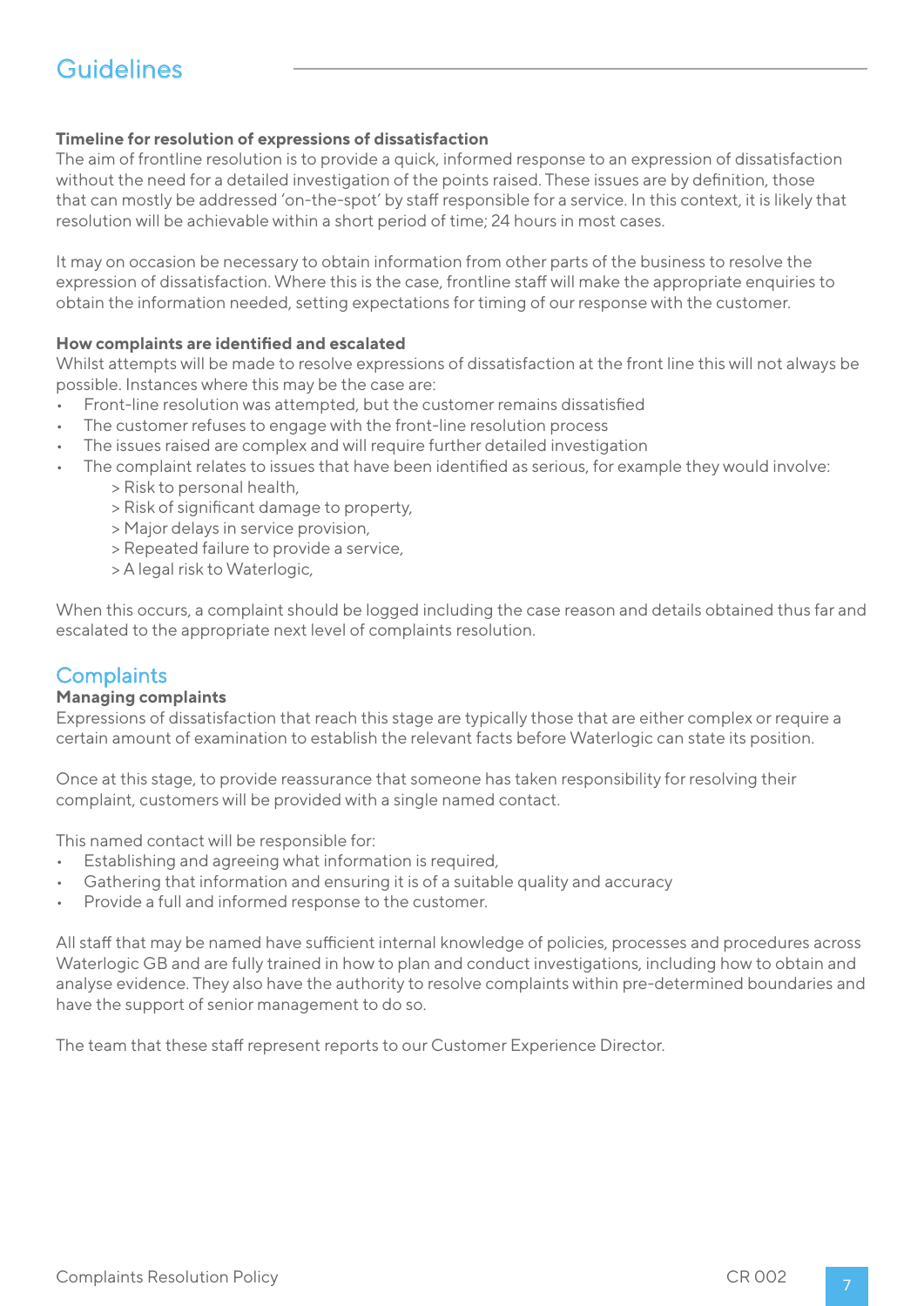# Guidelines

**Timeline for resolution of expressions of dissatisfaction**

The aim of frontline resolution is to provide a quick, informed response to an expression of dissatisfaction without the need for a detailed investigation of the points raised. These issues are by definition, those that can mostly be addressed 'on-the-spot' by staff responsible for a service. In this context, it is likely that resolution will be achievable within a short period of time; 24 hours in most cases.

It may on occasion be necessary to obtain information from other parts of the business to resolve the expression of dissatisfaction. Where this is the case, frontline staff will make the appropriate enquiries to obtain the information needed, setting expectations for timing of our response with the customer.

**How complaints are identified and escalated**

Whilst attempts will be made to resolve expressions of dissatisfaction at the front line this will not always be possible. Instances where this may be the case are:

- Front-line resolution was attempted, but the customer remains dissatisfied
- The customer refuses to engage with the front-line resolution process
- The issues raised are complex and will require further detailed investigation
- The complaint relates to issues that have been identified as serious, for example they would involve:
  - > Risk to personal health,
  - > Risk of significant damage to property,
  - > Major delays in service provision,
  - > Repeated failure to provide a service,
  - > A legal risk to Waterlogic,

When this occurs, a complaint should be logged including the case reason and details obtained thus far and escalated to the appropriate next level of complaints resolution.

# Complaints

**Managing complaints**

Expressions of dissatisfaction that reach this stage are typically those that are either complex or require a certain amount of examination to establish the relevant facts before Waterlogic can state its position.

Once at this stage, to provide reassurance that someone has taken responsibility for resolving their complaint, customers will be provided with a single named contact.

This named contact will be responsible for:

- Establishing and agreeing what information is required,
- Gathering that information and ensuring it is of a suitable quality and accuracy
- Provide a full and informed response to the customer.

All staff that may be named have sufficient internal knowledge of policies, processes and procedures across Waterlogic GB and are fully trained in how to plan and conduct investigations, including how to obtain and analyse evidence. They also have the authority to resolve complaints within pre-determined boundaries and have the support of senior management to do so.

The team that these staff represent reports to our Customer Experience Director.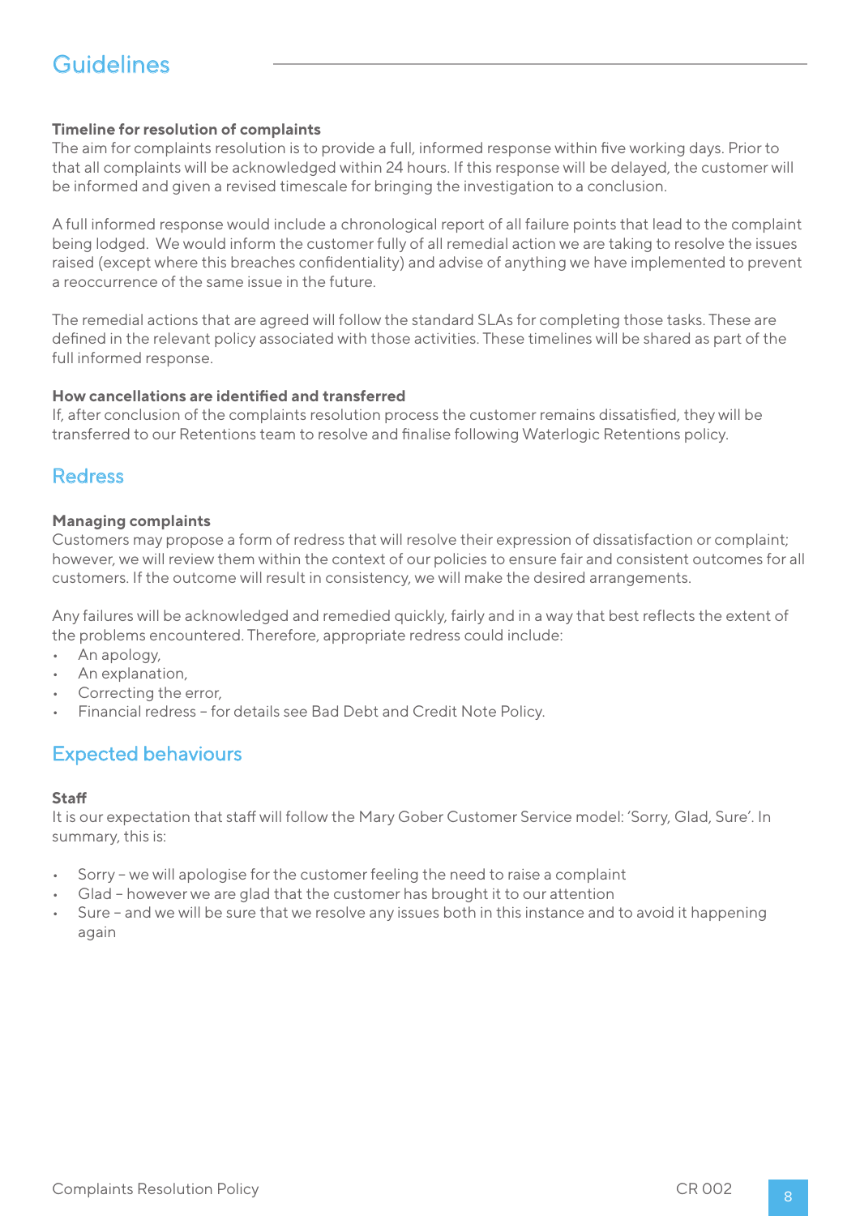## Guidelines

**Timeline for resolution of complaints**
The aim for complaints resolution is to provide a full, informed response within five working days. Prior to that all complaints will be acknowledged within 24 hours. If this response will be delayed, the customer will be informed and given a revised timescale for bringing the investigation to a conclusion.

A full informed response would include a chronological report of all failure points that lead to the complaint being lodged. We would inform the customer fully of all remedial action we are taking to resolve the issues raised (except where this breaches confidentiality) and advise of anything we have implemented to prevent a reoccurrence of the same issue in the future.

The remedial actions that are agreed will follow the standard SLAs for completing those tasks. These are defined in the relevant policy associated with those activities. These timelines will be shared as part of the full informed response.

**How cancellations are identified and transferred**
If, after conclusion of the complaints resolution process the customer remains dissatisfied, they will be transferred to our Retentions team to resolve and finalise following Waterlogic Retentions policy.

## Redress

**Managing complaints**
Customers may propose a form of redress that will resolve their expression of dissatisfaction or complaint; however, we will review them within the context of our policies to ensure fair and consistent outcomes for all customers. If the outcome will result in consistency, we will make the desired arrangements.

Any failures will be acknowledged and remedied quickly, fairly and in a way that best reflects the extent of the problems encountered. Therefore, appropriate redress could include:

- An apology,
- An explanation,
- Correcting the error,
- Financial redress – for details see Bad Debt and Credit Note Policy.

## Expected behaviours

**Staff**
It is our expectation that staff will follow the Mary Gober Customer Service model: 'Sorry, Glad, Sure'. In summary, this is:

- Sorry – we will apologise for the customer feeling the need to raise a complaint
- Glad – however we are glad that the customer has brought it to our attention
- Sure – and we will be sure that we resolve any issues both in this instance and to avoid it happening again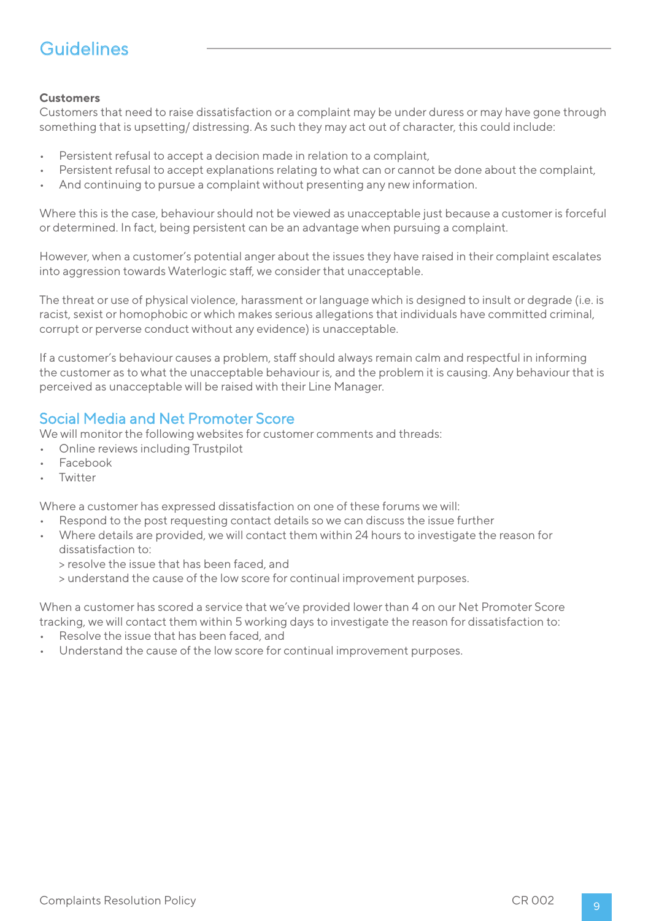# Guidelines

**Customers**
Customers that need to raise dissatisfaction or a complaint may be under duress or may have gone through something that is upsetting/ distressing. As such they may act out of character, this could include:

- Persistent refusal to accept a decision made in relation to a complaint,
- Persistent refusal to accept explanations relating to what can or cannot be done about the complaint,
- And continuing to pursue a complaint without presenting any new information.

Where this is the case, behaviour should not be viewed as unacceptable just because a customer is forceful or determined. In fact, being persistent can be an advantage when pursuing a complaint.

However, when a customer's potential anger about the issues they have raised in their complaint escalates into aggression towards Waterlogic staff, we consider that unacceptable.

The threat or use of physical violence, harassment or language which is designed to insult or degrade (i.e. is racist, sexist or homophobic or which makes serious allegations that individuals have committed criminal, corrupt or perverse conduct without any evidence) is unacceptable.

If a customer's behaviour causes a problem, staff should always remain calm and respectful in informing the customer as to what the unacceptable behaviour is, and the problem it is causing. Any behaviour that is perceived as unacceptable will be raised with their Line Manager.

## Social Media and Net Promoter Score

We will monitor the following websites for customer comments and threads:

- Online reviews including Trustpilot
- Facebook
- Twitter

Where a customer has expressed dissatisfaction on one of these forums we will:

- Respond to the post requesting contact details so we can discuss the issue further
- Where details are provided, we will contact them within 24 hours to investigate the reason for dissatisfaction to:
  > resolve the issue that has been faced, and
  > understand the cause of the low score for continual improvement purposes.

When a customer has scored a service that we've provided lower than 4 on our Net Promoter Score tracking, we will contact them within 5 working days to investigate the reason for dissatisfaction to:

- Resolve the issue that has been faced, and
- Understand the cause of the low score for continual improvement purposes.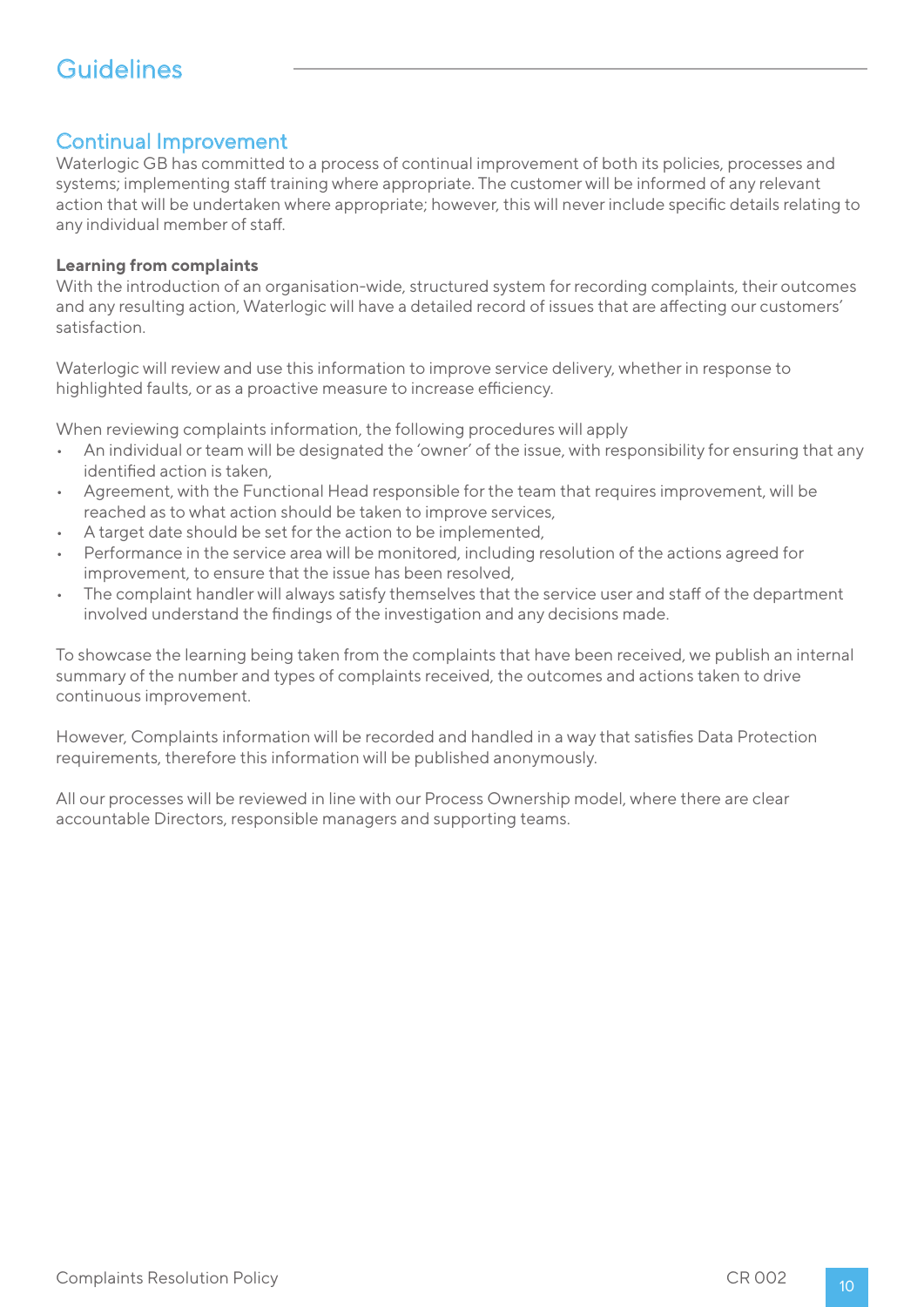# Guidelines

## Continual Improvement

Waterlogic GB has committed to a process of continual improvement of both its policies, processes and systems; implementing staff training where appropriate. The customer will be informed of any relevant action that will be undertaken where appropriate; however, this will never include specific details relating to any individual member of staff.

**Learning from complaints**

With the introduction of an organisation-wide, structured system for recording complaints, their outcomes and any resulting action, Waterlogic will have a detailed record of issues that are affecting our customers' satisfaction.

Waterlogic will review and use this information to improve service delivery, whether in response to highlighted faults, or as a proactive measure to increase efficiency.

When reviewing complaints information, the following procedures will apply

- An individual or team will be designated the 'owner' of the issue, with responsibility for ensuring that any identified action is taken,
- Agreement, with the Functional Head responsible for the team that requires improvement, will be reached as to what action should be taken to improve services,
- A target date should be set for the action to be implemented,
- Performance in the service area will be monitored, including resolution of the actions agreed for improvement, to ensure that the issue has been resolved,
- The complaint handler will always satisfy themselves that the service user and staff of the department involved understand the findings of the investigation and any decisions made.

To showcase the learning being taken from the complaints that have been received, we publish an internal summary of the number and types of complaints received, the outcomes and actions taken to drive continuous improvement.

However, Complaints information will be recorded and handled in a way that satisfies Data Protection requirements, therefore this information will be published anonymously.

All our processes will be reviewed in line with our Process Ownership model, where there are clear accountable Directors, responsible managers and supporting teams.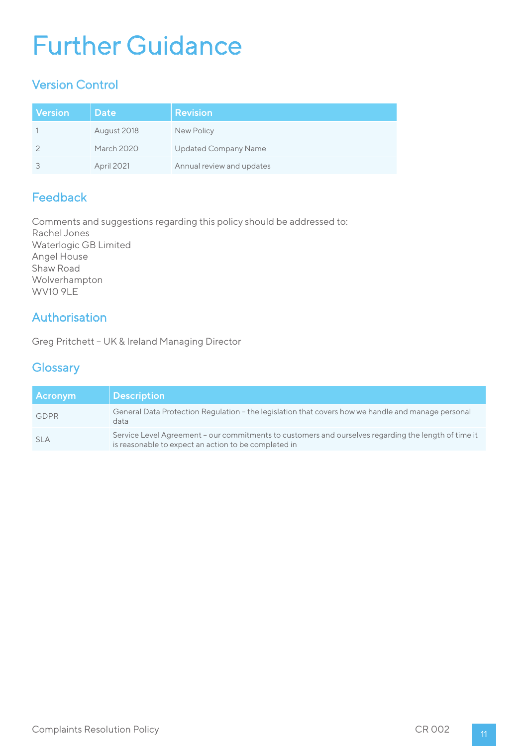# Further Guidance

## Version Control

| Version | Date | Revision |
|---|---|---|
| 1 | August 2018 | New Policy |
| 2 | March 2020 | Updated Company Name |
| 3 | April 2021 | Annual review and updates |

## Feedback

Comments and suggestions regarding this policy should be addressed to:
Rachel Jones
Waterlogic GB Limited
Angel House
Shaw Road
Wolverhampton
WV10 9LE

## Authorisation

Greg Pritchett – UK & Ireland Managing Director

## Glossary

| Acronym | Description |
|---|---|
| GDPR | General Data Protection Regulation – the legislation that covers how we handle and manage personal data |
| SLA | Service Level Agreement – our commitments to customers and ourselves regarding the length of time it is reasonable to expect an action to be completed in |